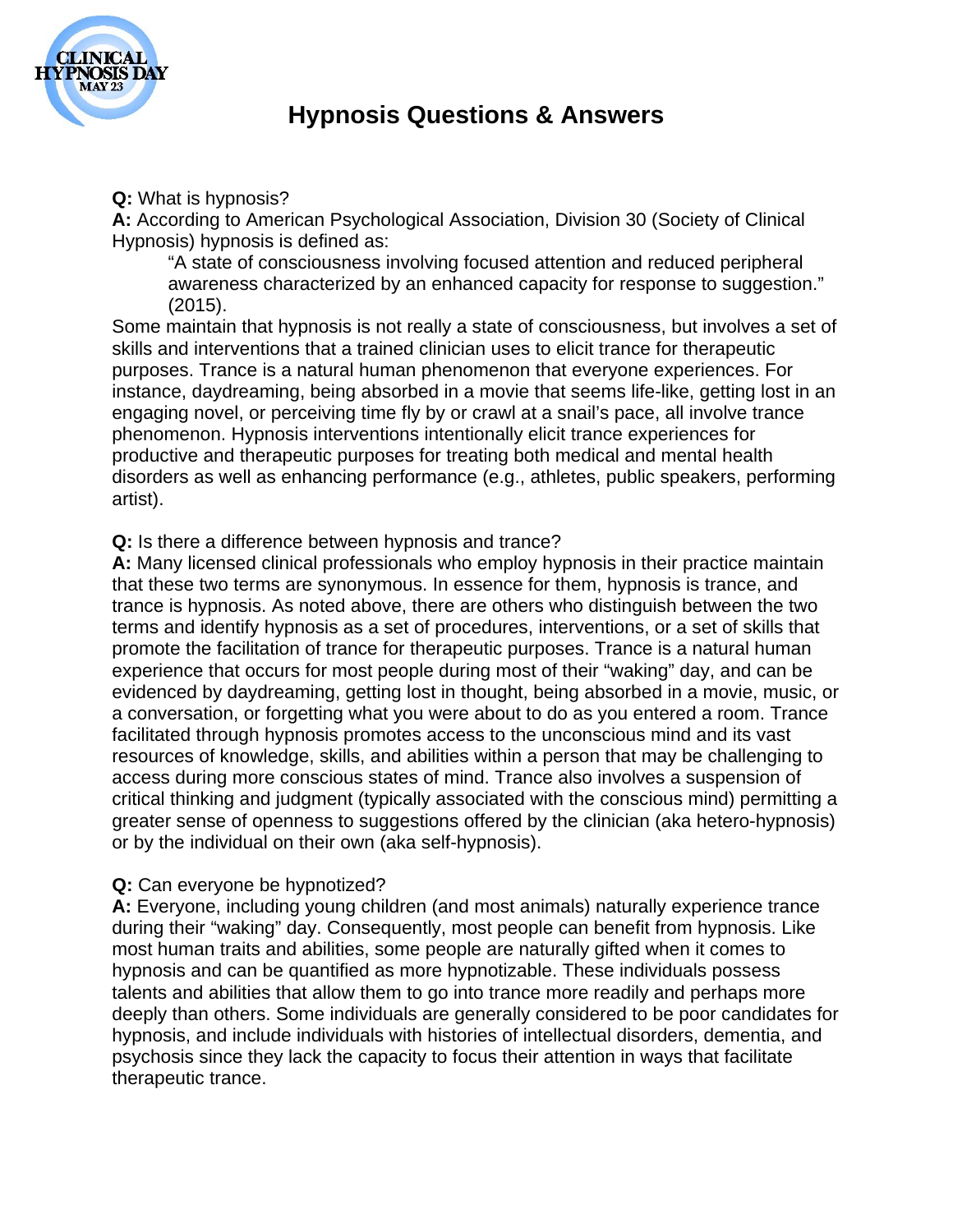# Hypnosis Questions & Answers

**Q:** What is hypnosis?
**A:** According to American Psychological Association, Division 30 (Society of Clinical Hypnosis) hypnosis is defined as:

> "A state of consciousness involving focused attention and reduced peripheral awareness characterized by an enhanced capacity for response to suggestion." (2015).

Some maintain that hypnosis is not really a state of consciousness, but involves a set of skills and interventions that a trained clinician uses to elicit trance for therapeutic purposes. Trance is a natural human phenomenon that everyone experiences. For instance, daydreaming, being absorbed in a movie that seems life-like, getting lost in an engaging novel, or perceiving time fly by or crawl at a snail's pace, all involve trance phenomenon. Hypnosis interventions intentionally elicit trance experiences for productive and therapeutic purposes for treating both medical and mental health disorders as well as enhancing performance (e.g., athletes, public speakers, performing artist).

**Q:** Is there a difference between hypnosis and trance?
**A:** Many licensed clinical professionals who employ hypnosis in their practice maintain that these two terms are synonymous. In essence for them, hypnosis is trance, and trance is hypnosis. As noted above, there are others who distinguish between the two terms and identify hypnosis as a set of procedures, interventions, or a set of skills that promote the facilitation of trance for therapeutic purposes. Trance is a natural human experience that occurs for most people during most of their "waking" day, and can be evidenced by daydreaming, getting lost in thought, being absorbed in a movie, music, or a conversation, or forgetting what you were about to do as you entered a room. Trance facilitated through hypnosis promotes access to the unconscious mind and its vast resources of knowledge, skills, and abilities within a person that may be challenging to access during more conscious states of mind. Trance also involves a suspension of critical thinking and judgment (typically associated with the conscious mind) permitting a greater sense of openness to suggestions offered by the clinician (aka hetero-hypnosis) or by the individual on their own (aka self-hypnosis).

**Q:** Can everyone be hypnotized?
**A:** Everyone, including young children (and most animals) naturally experience trance during their "waking" day. Consequently, most people can benefit from hypnosis. Like most human traits and abilities, some people are naturally gifted when it comes to hypnosis and can be quantified as more hypnotizable. These individuals possess talents and abilities that allow them to go into trance more readily and perhaps more deeply than others. Some individuals are generally considered to be poor candidates for hypnosis, and include individuals with histories of intellectual disorders, dementia, and psychosis since they lack the capacity to focus their attention in ways that facilitate therapeutic trance.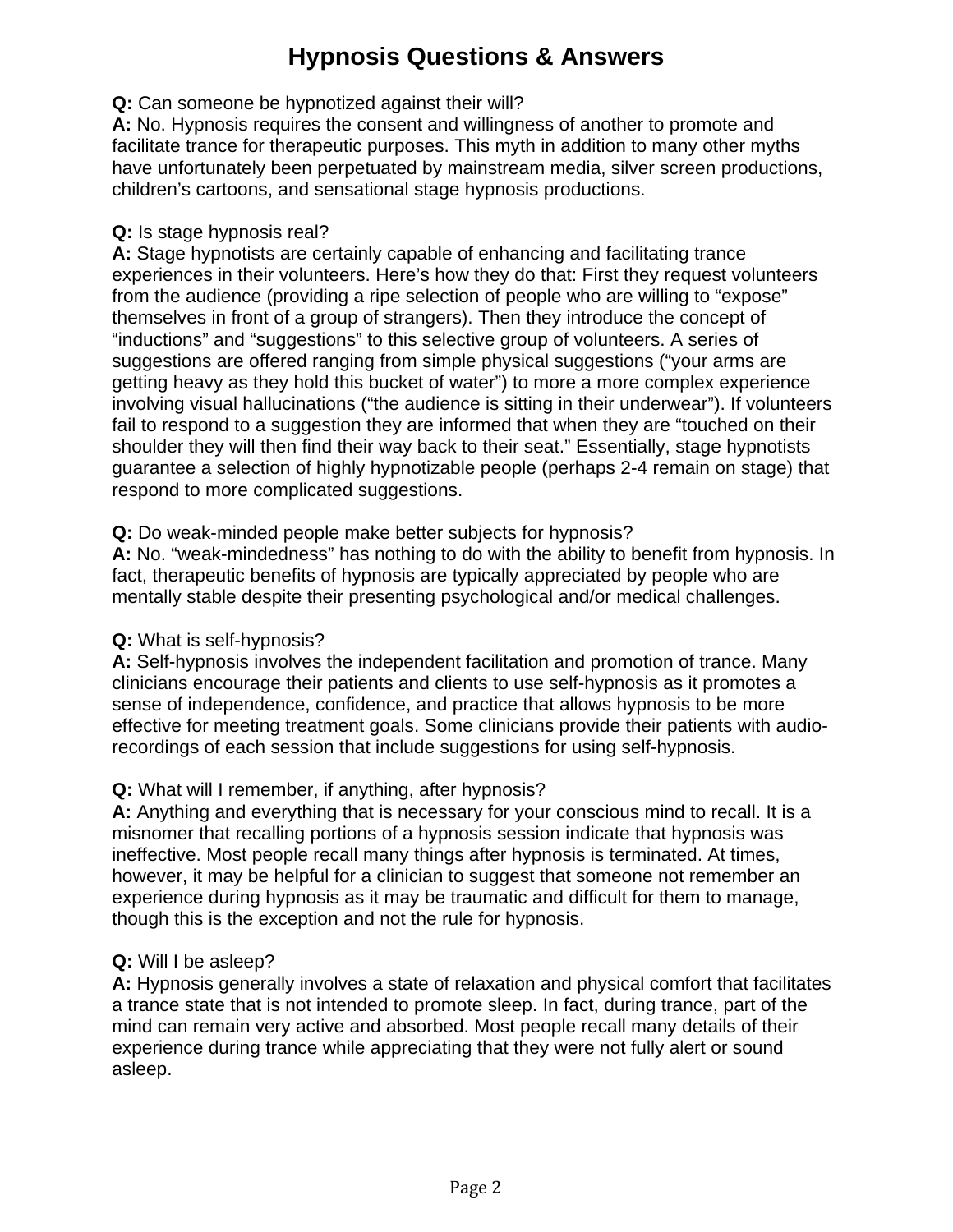# Hypnosis Questions & Answers

**Q:** Can someone be hypnotized against their will?
**A:** No. Hypnosis requires the consent and willingness of another to promote and facilitate trance for therapeutic purposes. This myth in addition to many other myths have unfortunately been perpetuated by mainstream media, silver screen productions, children's cartoons, and sensational stage hypnosis productions.

**Q:** Is stage hypnosis real?
**A:** Stage hypnotists are certainly capable of enhancing and facilitating trance experiences in their volunteers. Here's how they do that: First they request volunteers from the audience (providing a ripe selection of people who are willing to "expose" themselves in front of a group of strangers). Then they introduce the concept of "inductions" and "suggestions" to this selective group of volunteers. A series of suggestions are offered ranging from simple physical suggestions ("your arms are getting heavy as they hold this bucket of water") to more a more complex experience involving visual hallucinations ("the audience is sitting in their underwear"). If volunteers fail to respond to a suggestion they are informed that when they are "touched on their shoulder they will then find their way back to their seat." Essentially, stage hypnotists guarantee a selection of highly hypnotizable people (perhaps 2-4 remain on stage) that respond to more complicated suggestions.

**Q:** Do weak-minded people make better subjects for hypnosis?
**A:** No. "weak-mindedness" has nothing to do with the ability to benefit from hypnosis. In fact, therapeutic benefits of hypnosis are typically appreciated by people who are mentally stable despite their presenting psychological and/or medical challenges.

**Q:** What is self-hypnosis?
**A:** Self-hypnosis involves the independent facilitation and promotion of trance. Many clinicians encourage their patients and clients to use self-hypnosis as it promotes a sense of independence, confidence, and practice that allows hypnosis to be more effective for meeting treatment goals. Some clinicians provide their patients with audio-recordings of each session that include suggestions for using self-hypnosis.

**Q:** What will I remember, if anything, after hypnosis?
**A:** Anything and everything that is necessary for your conscious mind to recall. It is a misnomer that recalling portions of a hypnosis session indicate that hypnosis was ineffective. Most people recall many things after hypnosis is terminated. At times, however, it may be helpful for a clinician to suggest that someone not remember an experience during hypnosis as it may be traumatic and difficult for them to manage, though this is the exception and not the rule for hypnosis.

**Q:** Will I be asleep?
**A:** Hypnosis generally involves a state of relaxation and physical comfort that facilitates a trance state that is not intended to promote sleep. In fact, during trance, part of the mind can remain very active and absorbed. Most people recall many details of their experience during trance while appreciating that they were not fully alert or sound asleep.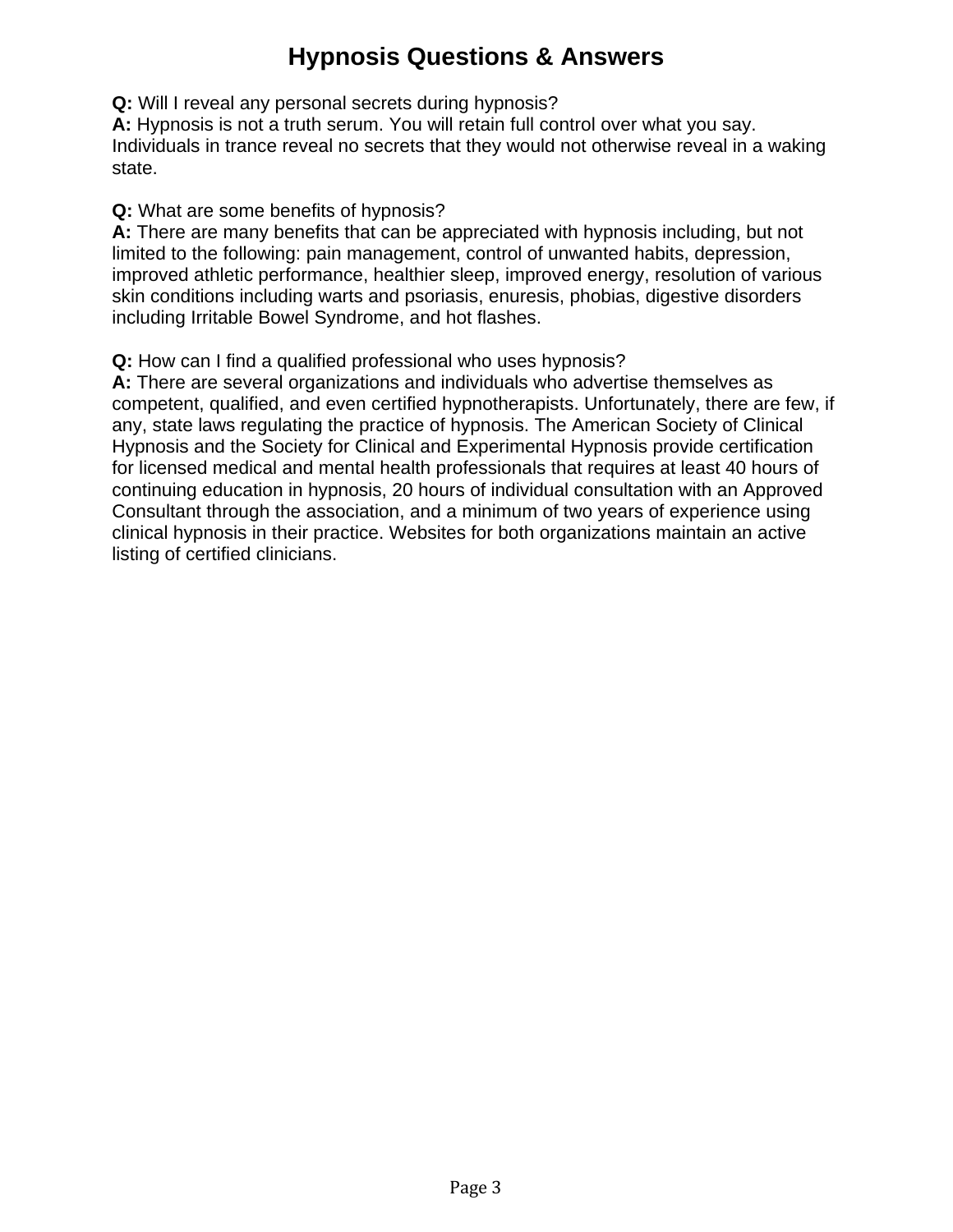# Hypnosis Questions & Answers

**Q:** Will I reveal any personal secrets during hypnosis?
**A:** Hypnosis is not a truth serum. You will retain full control over what you say. Individuals in trance reveal no secrets that they would not otherwise reveal in a waking state.

**Q:** What are some benefits of hypnosis?
**A:** There are many benefits that can be appreciated with hypnosis including, but not limited to the following: pain management, control of unwanted habits, depression, improved athletic performance, healthier sleep, improved energy, resolution of various skin conditions including warts and psoriasis, enuresis, phobias, digestive disorders including Irritable Bowel Syndrome, and hot flashes.

**Q:** How can I find a qualified professional who uses hypnosis?
**A:** There are several organizations and individuals who advertise themselves as competent, qualified, and even certified hypnotherapists. Unfortunately, there are few, if any, state laws regulating the practice of hypnosis. The American Society of Clinical Hypnosis and the Society for Clinical and Experimental Hypnosis provide certification for licensed medical and mental health professionals that requires at least 40 hours of continuing education in hypnosis, 20 hours of individual consultation with an Approved Consultant through the association, and a minimum of two years of experience using clinical hypnosis in their practice. Websites for both organizations maintain an active listing of certified clinicians.